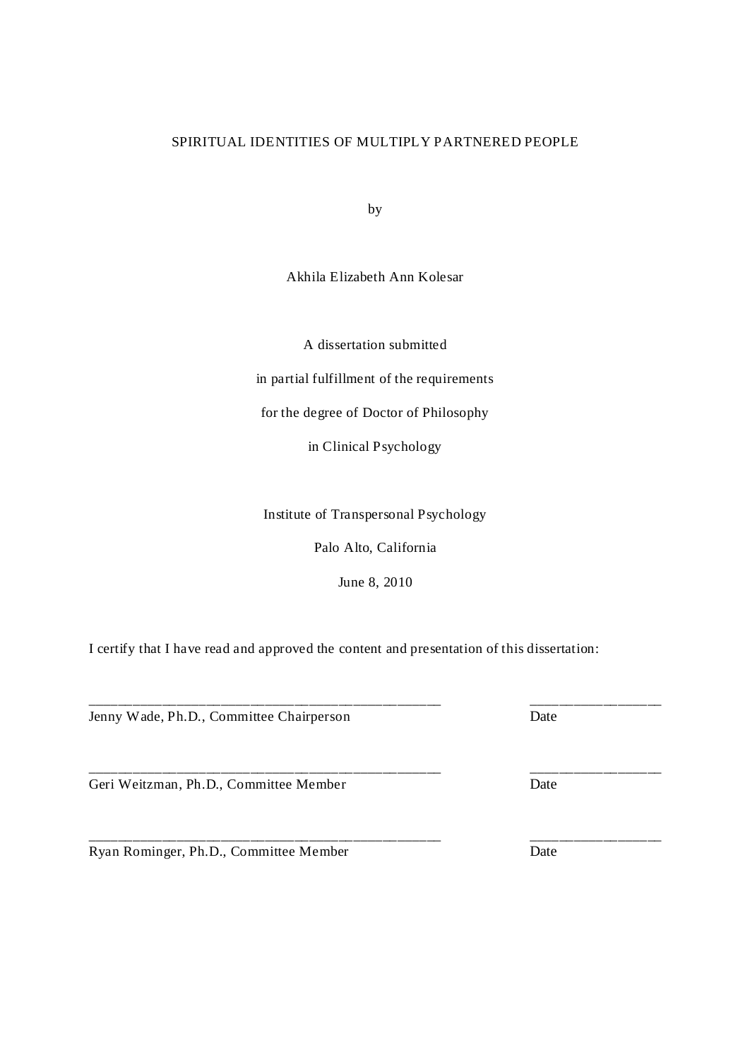# SPIRITUAL IDENTITIES OF MULTIPLY PARTNERED PEOPLE

by

Akhila Elizabeth Ann Kolesar

A dissertation submitted

in partial fulfillment of the requirements

for the degree of Doctor of Philosophy

in Clinical Psychology

Institute of Transpersonal Psychology

Palo Alto, California

June 8, 2010

I certify that I have read and approved the content and presentation of this dissertation:

_____________________________________________ _______________

Jenny Wade, Ph.D., Committee Chairperson Date

_____________________________________________ _______________

Geri Weitzman, Ph.D., Committee Member Date

_____________________________________________ _______________

Ryan Rominger, Ph.D., Committee Member Date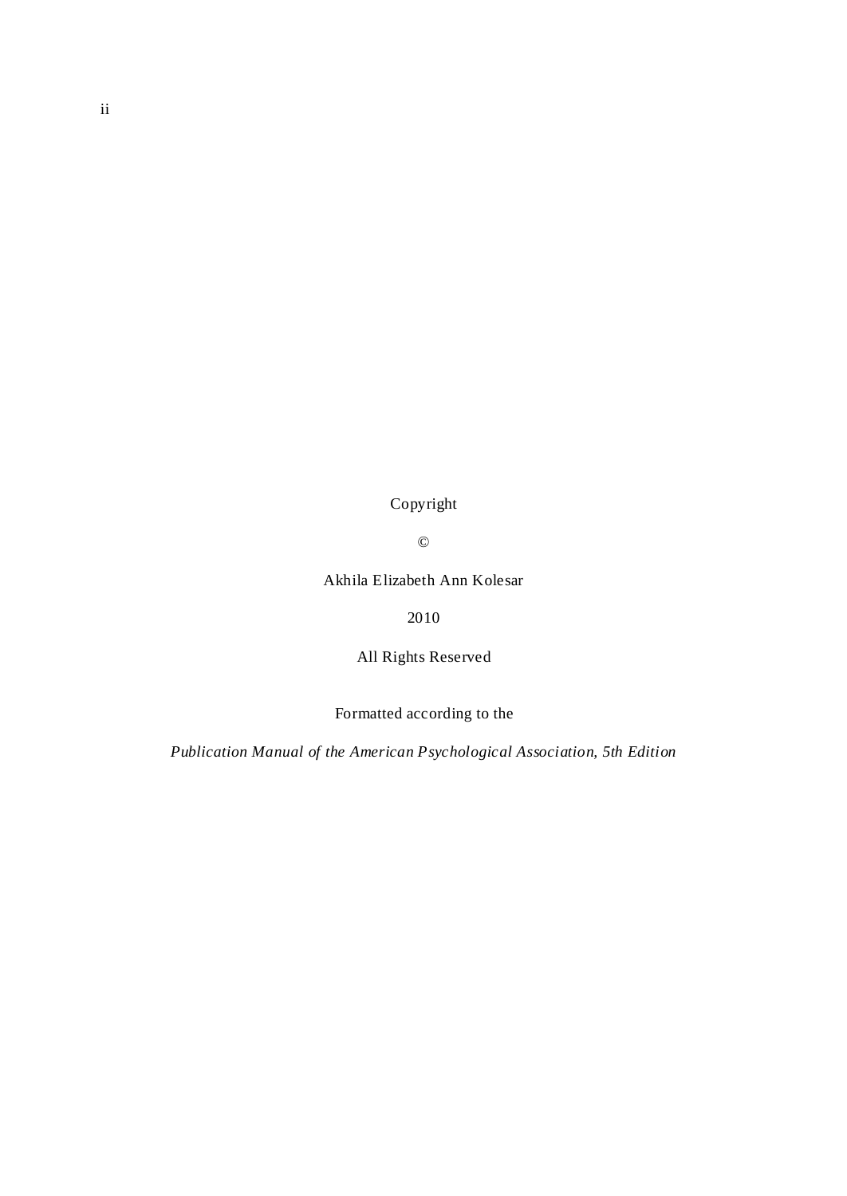Copyright

©

Akhila Elizabeth Ann Kolesar

2010

All Rights Reserved

Formatted according to the

*Publication Manual of the American Psychological Association, 5th Edition*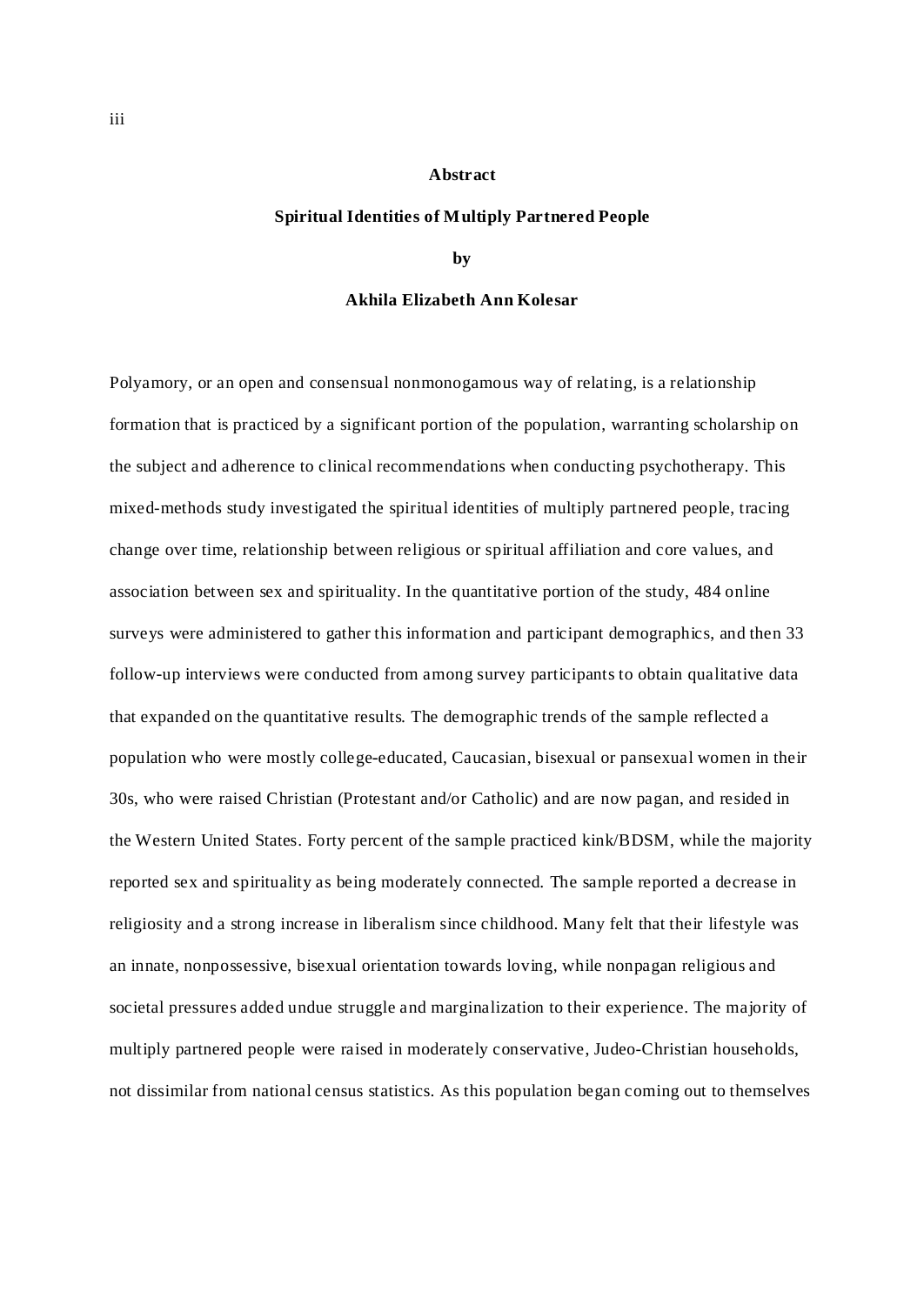## Abstract

### Spiritual Identities of Multiply Partnered People

**by**

**Akhila Elizabeth Ann Kolesar**

Polyamory, or an open and consensual nonmonogamous way of relating, is a relationship formation that is practiced by a significant portion of the population, warranting scholarship on the subject and adherence to clinical recommendations when conducting psychotherapy. This mixed-methods study investigated the spiritual identities of multiply partnered people, tracing change over time, relationship between religious or spiritual affiliation and core values, and association between sex and spirituality. In the quantitative portion of the study, 484 online surveys were administered to gather this information and participant demographics, and then 33 follow-up interviews were conducted from among survey participants to obtain qualitative data that expanded on the quantitative results. The demographic trends of the sample reflected a population who were mostly college-educated, Caucasian, bisexual or pansexual women in their 30s, who were raised Christian (Protestant and/or Catholic) and are now pagan, and resided in the Western United States. Forty percent of the sample practiced kink/BDSM, while the majority reported sex and spirituality as being moderately connected. The sample reported a decrease in religiosity and a strong increase in liberalism since childhood. Many felt that their lifestyle was an innate, nonpossessive, bisexual orientation towards loving, while nonpagan religious and societal pressures added undue struggle and marginalization to their experience. The majority of multiply partnered people were raised in moderately conservative, Judeo-Christian households, not dissimilar from national census statistics. As this population began coming out to themselves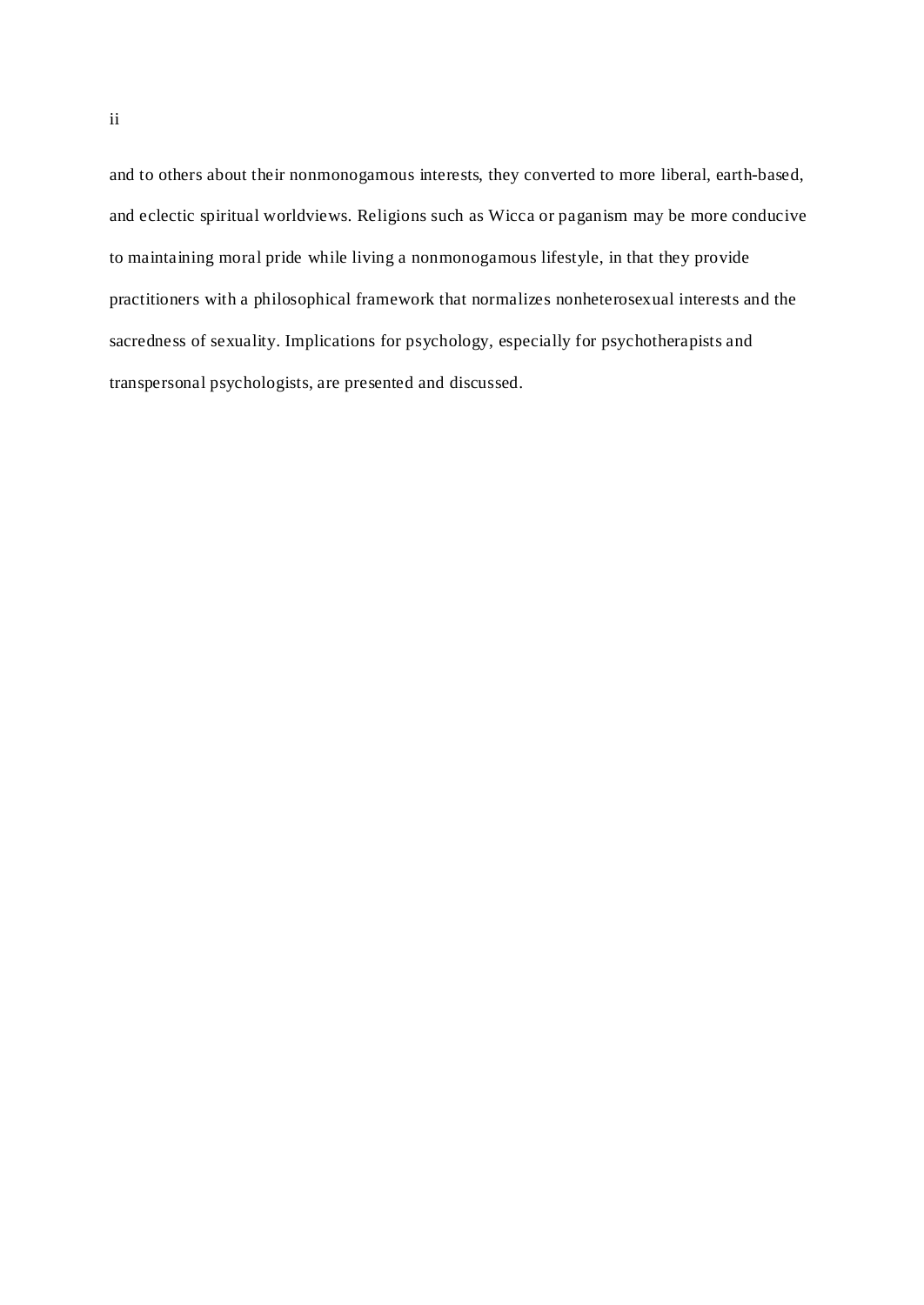and to others about their nonmonogamous interests, they converted to more liberal, earth-based, and eclectic spiritual worldviews. Religions such as Wicca or paganism may be more conducive to maintaining moral pride while living a nonmonogamous lifestyle, in that they provide practitioners with a philosophical framework that normalizes nonheterosexual interests and the sacredness of sexuality. Implications for psychology, especially for psychotherapists and transpersonal psychologists, are presented and discussed.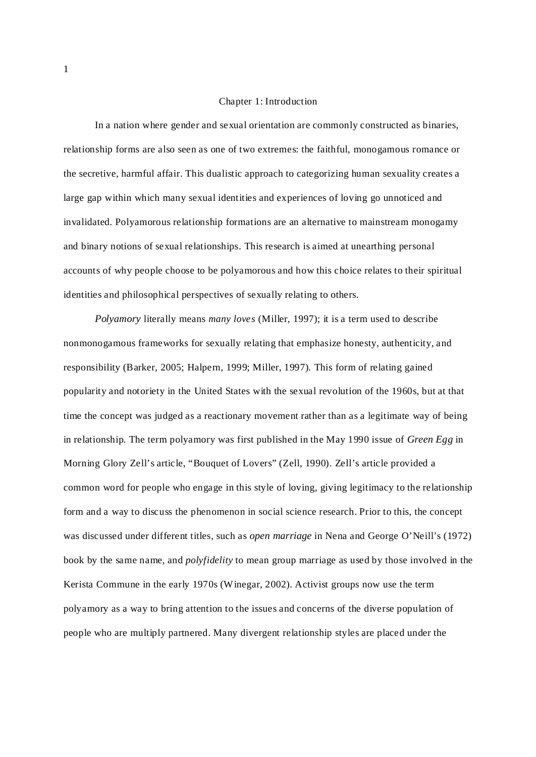# Chapter 1: Introduction

In a nation where gender and sexual orientation are commonly constructed as binaries, relationship forms are also seen as one of two extremes: the faithful, monogamous romance or the secretive, harmful affair. This dualistic approach to categorizing human sexuality creates a large gap within which many sexual identities and experiences of loving go unnoticed and invalidated. Polyamorous relationship formations are an alternative to mainstream monogamy and binary notions of sexual relationships. This research is aimed at unearthing personal accounts of why people choose to be polyamorous and how this choice relates to their spiritual identities and philosophical perspectives of sexually relating to others.

*Polyamory* literally means *many loves* (Miller, 1997); it is a term used to describe nonmonogamous frameworks for sexually relating that emphasize honesty, authenticity, and responsibility (Barker, 2005; Halpern, 1999; Miller, 1997). This form of relating gained popularity and notoriety in the United States with the sexual revolution of the 1960s, but at that time the concept was judged as a reactionary movement rather than as a legitimate way of being in relationship. The term polyamory was first published in the May 1990 issue of *Green Egg* in Morning Glory Zell's article, "Bouquet of Lovers" (Zell, 1990). Zell's article provided a common word for people who engage in this style of loving, giving legitimacy to the relationship form and a way to discuss the phenomenon in social science research. Prior to this, the concept was discussed under different titles, such as *open marriage* in Nena and George O'Neill's (1972) book by the same name, and *polyfidelity* to mean group marriage as used by those involved in the Kerista Commune in the early 1970s (Winegar, 2002). Activist groups now use the term polyamory as a way to bring attention to the issues and concerns of the diverse population of people who are multiply partnered. Many divergent relationship styles are placed under the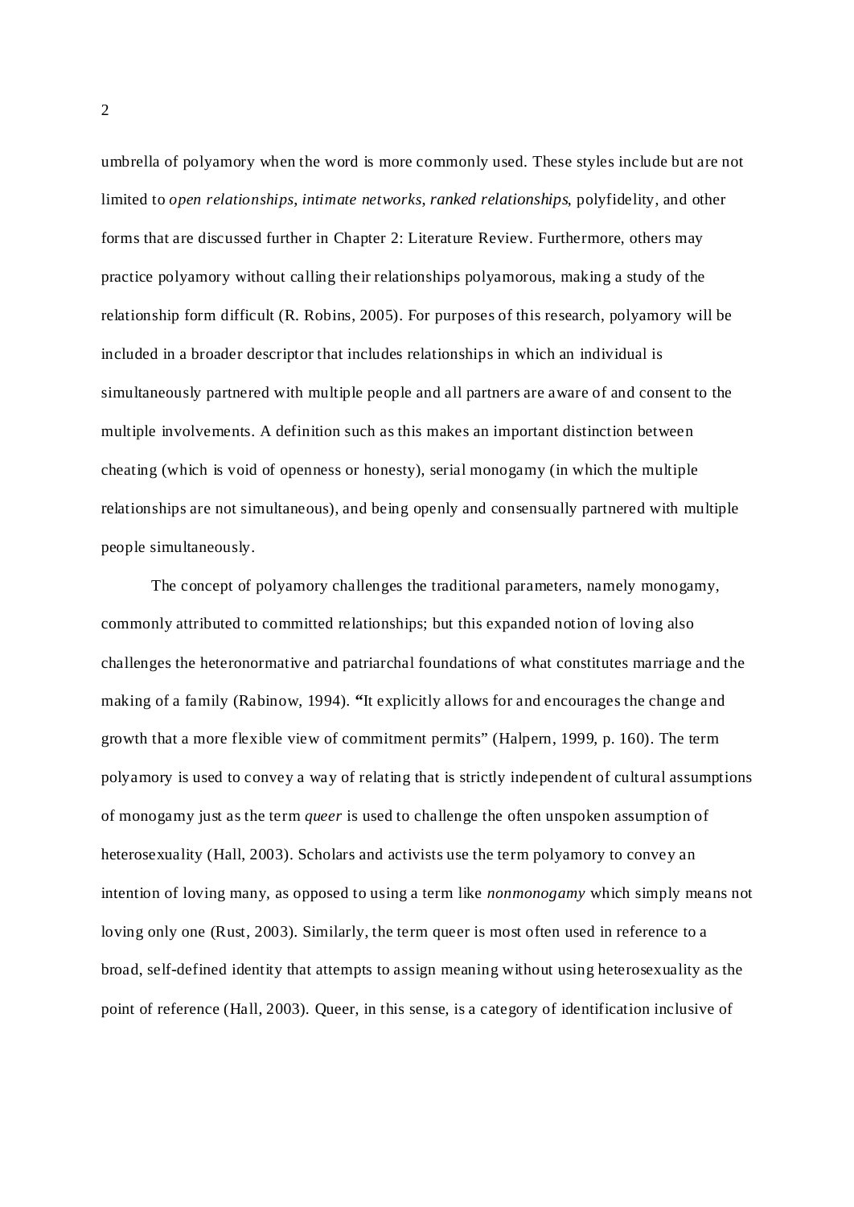umbrella of polyamory when the word is more commonly used. These styles include but are not limited to *open relationships*, *intimate networks*, *ranked relationships*, polyfidelity, and other forms that are discussed further in Chapter 2: Literature Review. Furthermore, others may practice polyamory without calling their relationships polyamorous, making a study of the relationship form difficult (R. Robins, 2005). For purposes of this research, polyamory will be included in a broader descriptor that includes relationships in which an individual is simultaneously partnered with multiple people and all partners are aware of and consent to the multiple involvements. A definition such as this makes an important distinction between cheating (which is void of openness or honesty), serial monogamy (in which the multiple relationships are not simultaneous), and being openly and consensually partnered with multiple people simultaneously.

The concept of polyamory challenges the traditional parameters, namely monogamy, commonly attributed to committed relationships; but this expanded notion of loving also challenges the heteronormative and patriarchal foundations of what constitutes marriage and the making of a family (Rabinow, 1994). "It explicitly allows for and encourages the change and growth that a more flexible view of commitment permits" (Halpern, 1999, p. 160). The term polyamory is used to convey a way of relating that is strictly independent of cultural assumptions of monogamy just as the term *queer* is used to challenge the often unspoken assumption of heterosexuality (Hall, 2003). Scholars and activists use the term polyamory to convey an intention of loving many, as opposed to using a term like *nonmonogamy* which simply means not loving only one (Rust, 2003). Similarly, the term queer is most often used in reference to a broad, self-defined identity that attempts to assign meaning without using heterosexuality as the point of reference (Hall, 2003). Queer, in this sense, is a category of identification inclusive of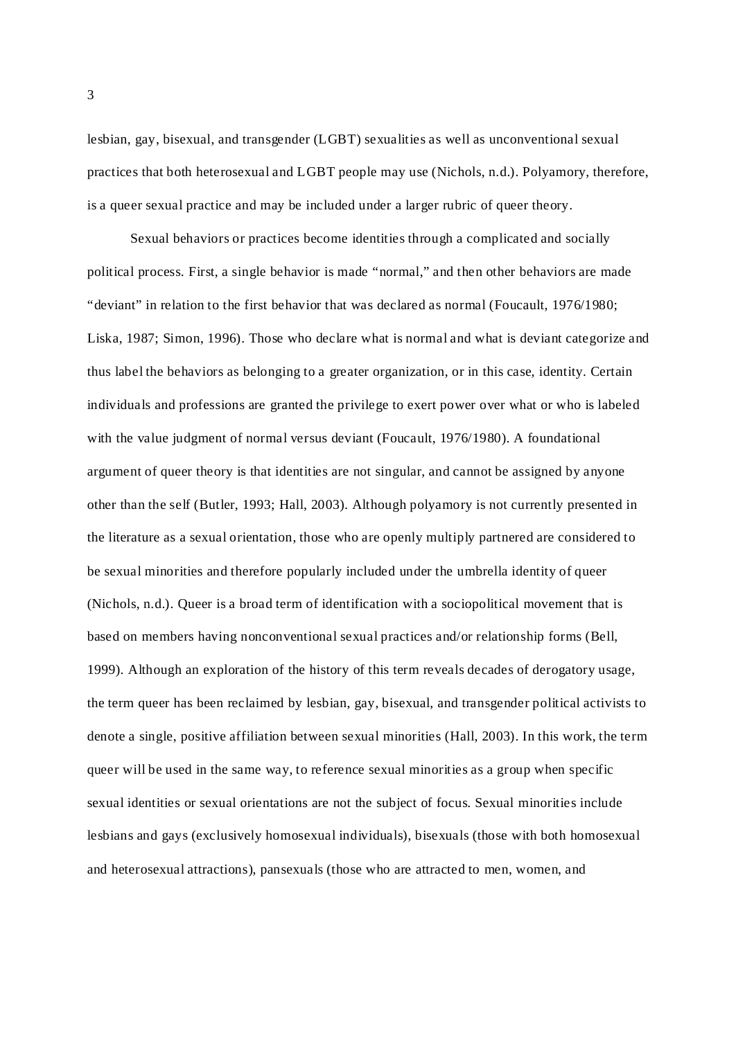lesbian, gay, bisexual, and transgender (LGBT) sexualities as well as unconventional sexual practices that both heterosexual and LGBT people may use (Nichols, n.d.). Polyamory, therefore, is a queer sexual practice and may be included under a larger rubric of queer theory.

Sexual behaviors or practices become identities through a complicated and socially political process. First, a single behavior is made "normal," and then other behaviors are made "deviant" in relation to the first behavior that was declared as normal (Foucault, 1976/1980; Liska, 1987; Simon, 1996). Those who declare what is normal and what is deviant categorize and thus label the behaviors as belonging to a greater organization, or in this case, identity. Certain individuals and professions are granted the privilege to exert power over what or who is labeled with the value judgment of normal versus deviant (Foucault, 1976/1980). A foundational argument of queer theory is that identities are not singular, and cannot be assigned by anyone other than the self (Butler, 1993; Hall, 2003). Although polyamory is not currently presented in the literature as a sexual orientation, those who are openly multiply partnered are considered to be sexual minorities and therefore popularly included under the umbrella identity of queer (Nichols, n.d.). Queer is a broad term of identification with a sociopolitical movement that is based on members having nonconventional sexual practices and/or relationship forms (Bell, 1999). Although an exploration of the history of this term reveals decades of derogatory usage, the term queer has been reclaimed by lesbian, gay, bisexual, and transgender political activists to denote a single, positive affiliation between sexual minorities (Hall, 2003). In this work, the term queer will be used in the same way, to reference sexual minorities as a group when specific sexual identities or sexual orientations are not the subject of focus. Sexual minorities include lesbians and gays (exclusively homosexual individuals), bisexuals (those with both homosexual and heterosexual attractions), pansexuals (those who are attracted to men, women, and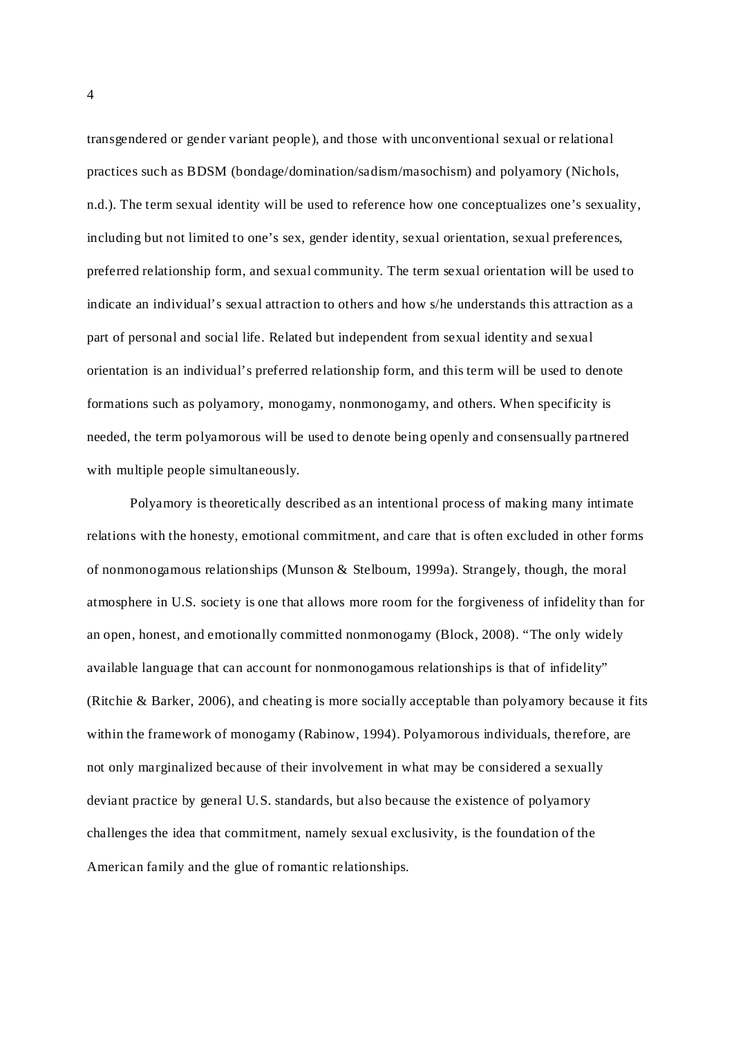transgendered or gender variant people), and those with unconventional sexual or relational practices such as BDSM (bondage/domination/sadism/masochism) and polyamory (Nichols, n.d.). The term sexual identity will be used to reference how one conceptualizes one's sexuality, including but not limited to one's sex, gender identity, sexual orientation, sexual preferences, preferred relationship form, and sexual community. The term sexual orientation will be used to indicate an individual's sexual attraction to others and how s/he understands this attraction as a part of personal and social life. Related but independent from sexual identity and sexual orientation is an individual's preferred relationship form, and this term will be used to denote formations such as polyamory, monogamy, nonmonogamy, and others. When specificity is needed, the term polyamorous will be used to denote being openly and consensually partnered with multiple people simultaneously.

Polyamory is theoretically described as an intentional process of making many intimate relations with the honesty, emotional commitment, and care that is often excluded in other forms of nonmonogamous relationships (Munson & Stelboum, 1999a). Strangely, though, the moral atmosphere in U.S. society is one that allows more room for the forgiveness of infidelity than for an open, honest, and emotionally committed nonmonogamy (Block, 2008). "The only widely available language that can account for nonmonogamous relationships is that of infidelity" (Ritchie & Barker, 2006), and cheating is more socially acceptable than polyamory because it fits within the framework of monogamy (Rabinow, 1994). Polyamorous individuals, therefore, are not only marginalized because of their involvement in what may be considered a sexually deviant practice by general U.S. standards, but also because the existence of polyamory challenges the idea that commitment, namely sexual exclusivity, is the foundation of the American family and the glue of romantic relationships.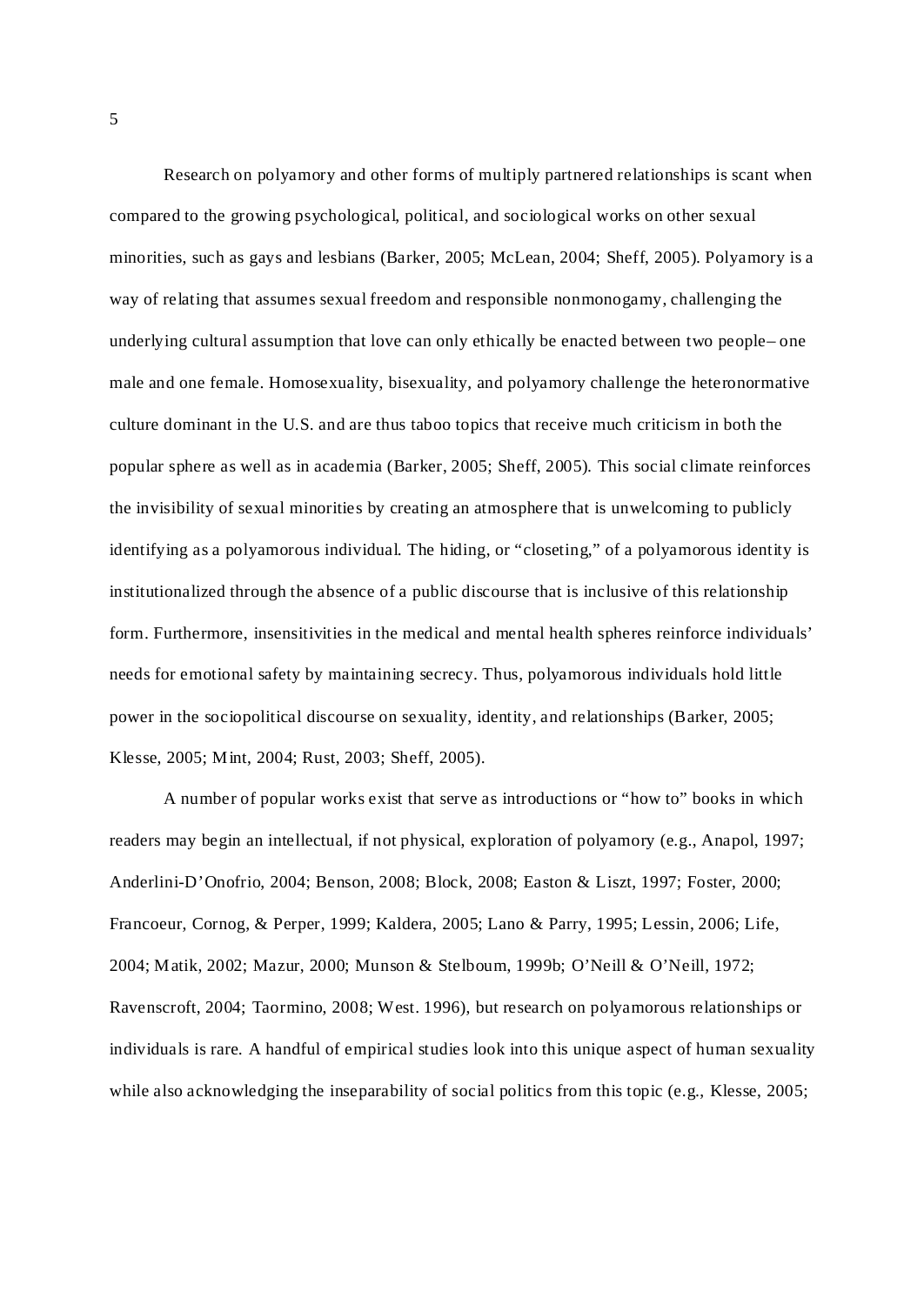Research on polyamory and other forms of multiply partnered relationships is scant when compared to the growing psychological, political, and sociological works on other sexual minorities, such as gays and lesbians (Barker, 2005; McLean, 2004; Sheff, 2005). Polyamory is a way of relating that assumes sexual freedom and responsible nonmonogamy, challenging the underlying cultural assumption that love can only ethically be enacted between two people– one male and one female. Homosexuality, bisexuality, and polyamory challenge the heteronormative culture dominant in the U.S. and are thus taboo topics that receive much criticism in both the popular sphere as well as in academia (Barker, 2005; Sheff, 2005). This social climate reinforces the invisibility of sexual minorities by creating an atmosphere that is unwelcoming to publicly identifying as a polyamorous individual. The hiding, or "closeting," of a polyamorous identity is institutionalized through the absence of a public discourse that is inclusive of this relationship form. Furthermore, insensitivities in the medical and mental health spheres reinforce individuals' needs for emotional safety by maintaining secrecy. Thus, polyamorous individuals hold little power in the sociopolitical discourse on sexuality, identity, and relationships (Barker, 2005; Klesse, 2005; Mint, 2004; Rust, 2003; Sheff, 2005).

A number of popular works exist that serve as introductions or "how to" books in which readers may begin an intellectual, if not physical, exploration of polyamory (e.g., Anapol, 1997; Anderlini-D'Onofrio, 2004; Benson, 2008; Block, 2008; Easton & Liszt, 1997; Foster, 2000; Francoeur, Cornog, & Perper, 1999; Kaldera, 2005; Lano & Parry, 1995; Lessin, 2006; Life, 2004; Matik, 2002; Mazur, 2000; Munson & Stelboum, 1999b; O'Neill & O'Neill, 1972; Ravenscroft, 2004; Taormino, 2008; West. 1996), but research on polyamorous relationships or individuals is rare. A handful of empirical studies look into this unique aspect of human sexuality while also acknowledging the inseparability of social politics from this topic (e.g., Klesse, 2005;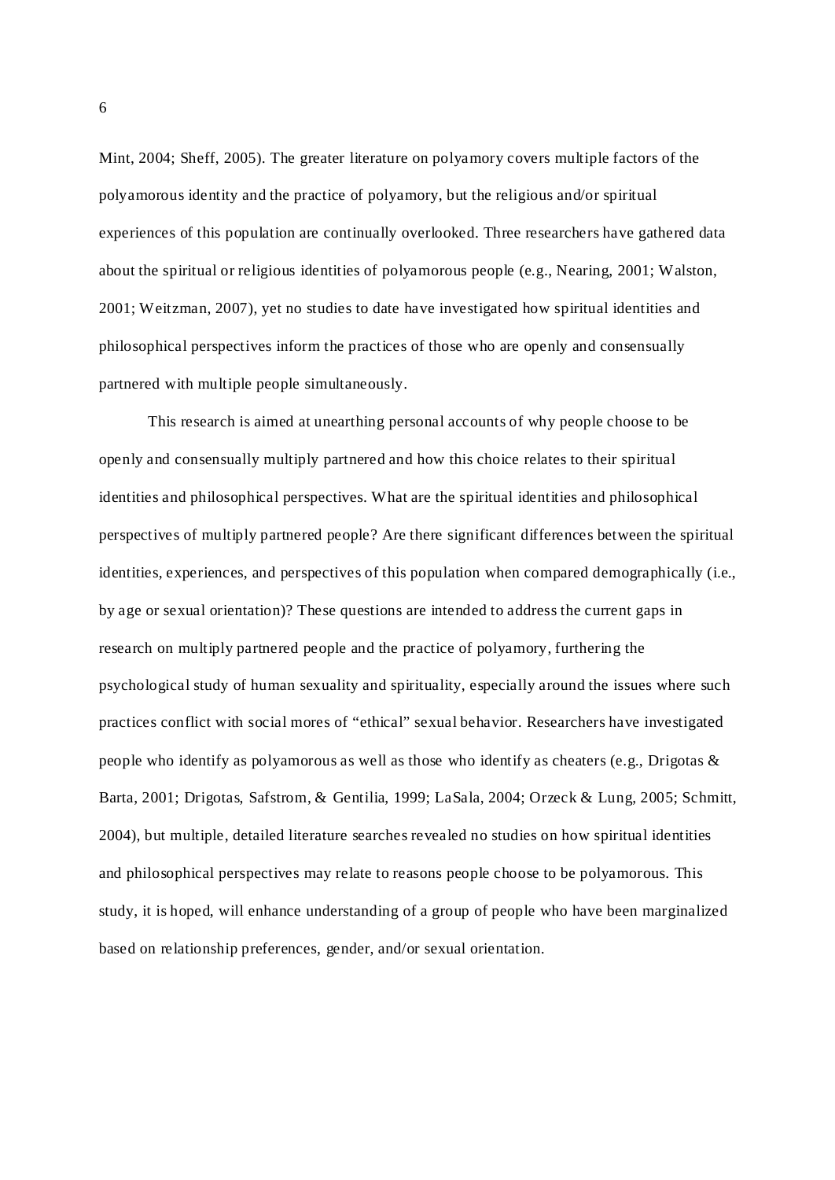Mint, 2004; Sheff, 2005). The greater literature on polyamory covers multiple factors of the polyamorous identity and the practice of polyamory, but the religious and/or spiritual experiences of this population are continually overlooked. Three researchers have gathered data about the spiritual or religious identities of polyamorous people (e.g., Nearing, 2001; Walston, 2001; Weitzman, 2007), yet no studies to date have investigated how spiritual identities and philosophical perspectives inform the practices of those who are openly and consensually partnered with multiple people simultaneously.

This research is aimed at unearthing personal accounts of why people choose to be openly and consensually multiply partnered and how this choice relates to their spiritual identities and philosophical perspectives. What are the spiritual identities and philosophical perspectives of multiply partnered people? Are there significant differences between the spiritual identities, experiences, and perspectives of this population when compared demographically (i.e., by age or sexual orientation)? These questions are intended to address the current gaps in research on multiply partnered people and the practice of polyamory, furthering the psychological study of human sexuality and spirituality, especially around the issues where such practices conflict with social mores of "ethical" sexual behavior. Researchers have investigated people who identify as polyamorous as well as those who identify as cheaters (e.g., Drigotas & Barta, 2001; Drigotas, Safstrom, & Gentilia, 1999; LaSala, 2004; Orzeck & Lung, 2005; Schmitt, 2004), but multiple, detailed literature searches revealed no studies on how spiritual identities and philosophical perspectives may relate to reasons people choose to be polyamorous. This study, it is hoped, will enhance understanding of a group of people who have been marginalized based on relationship preferences, gender, and/or sexual orientation.